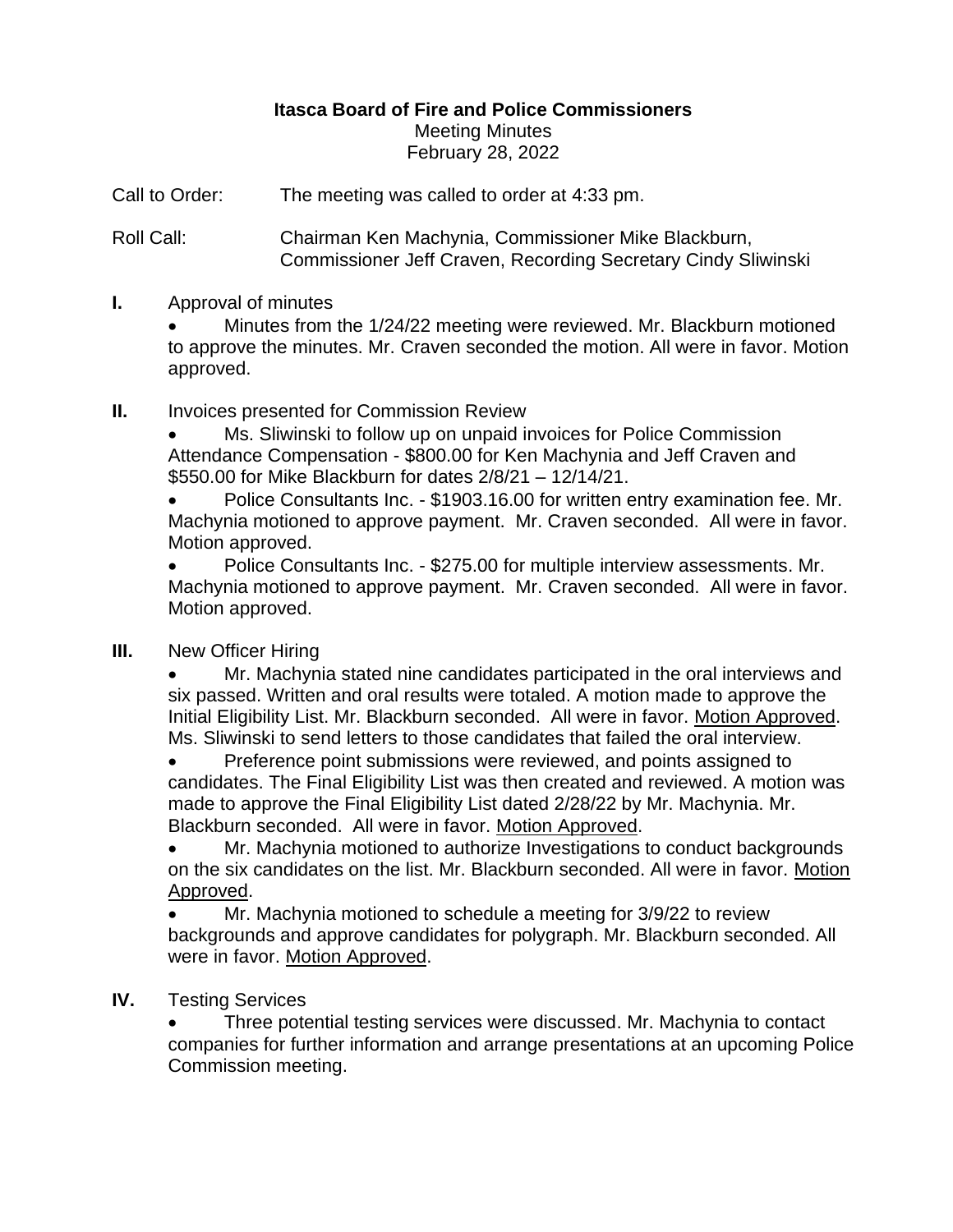**Itasca Board of Fire and Police Commissioners**

Meeting Minutes

February 28, 2022

Call to Order: The meeting was called to order at 4:33 pm.

Roll Call: Chairman Ken Machynia, Commissioner Mike Blackburn, Commissioner Jeff Craven, Recording Secretary Cindy Sliwinski

**I.** Approval of minutes

- Minutes from the 1/24/22 meeting were reviewed. Mr. Blackburn motioned to approve the minutes. Mr. Craven seconded the motion. All were in favor. Motion approved.

**II.** Invoices presented for Commission Review

- Ms. Sliwinski to follow up on unpaid invoices for Police Commission Attendance Compensation - $800.00 for Ken Machynia and Jeff Craven and $550.00 for Mike Blackburn for dates 2/8/21 – 12/14/21.
- Police Consultants Inc. - $1903.16.00 for written entry examination fee. Mr. Machynia motioned to approve payment. Mr. Craven seconded. All were in favor. Motion approved.
- Police Consultants Inc. - $275.00 for multiple interview assessments. Mr. Machynia motioned to approve payment. Mr. Craven seconded. All were in favor. Motion approved.

**III.** New Officer Hiring

- Mr. Machynia stated nine candidates participated in the oral interviews and six passed. Written and oral results were totaled. A motion made to approve the Initial Eligibility List. Mr. Blackburn seconded. All were in favor. <u>Motion Approved</u>. Ms. Sliwinski to send letters to those candidates that failed the oral interview.
- Preference point submissions were reviewed, and points assigned to candidates. The Final Eligibility List was then created and reviewed. A motion was made to approve the Final Eligibility List dated 2/28/22 by Mr. Machynia. Mr. Blackburn seconded. All were in favor. <u>Motion Approved</u>.
- Mr. Machynia motioned to authorize Investigations to conduct backgrounds on the six candidates on the list. Mr. Blackburn seconded. All were in favor. <u>Motion Approved</u>.
- Mr. Machynia motioned to schedule a meeting for 3/9/22 to review backgrounds and approve candidates for polygraph. Mr. Blackburn seconded. All were in favor. <u>Motion Approved</u>.

**IV.** Testing Services

- Three potential testing services were discussed. Mr. Machynia to contact companies for further information and arrange presentations at an upcoming Police Commission meeting.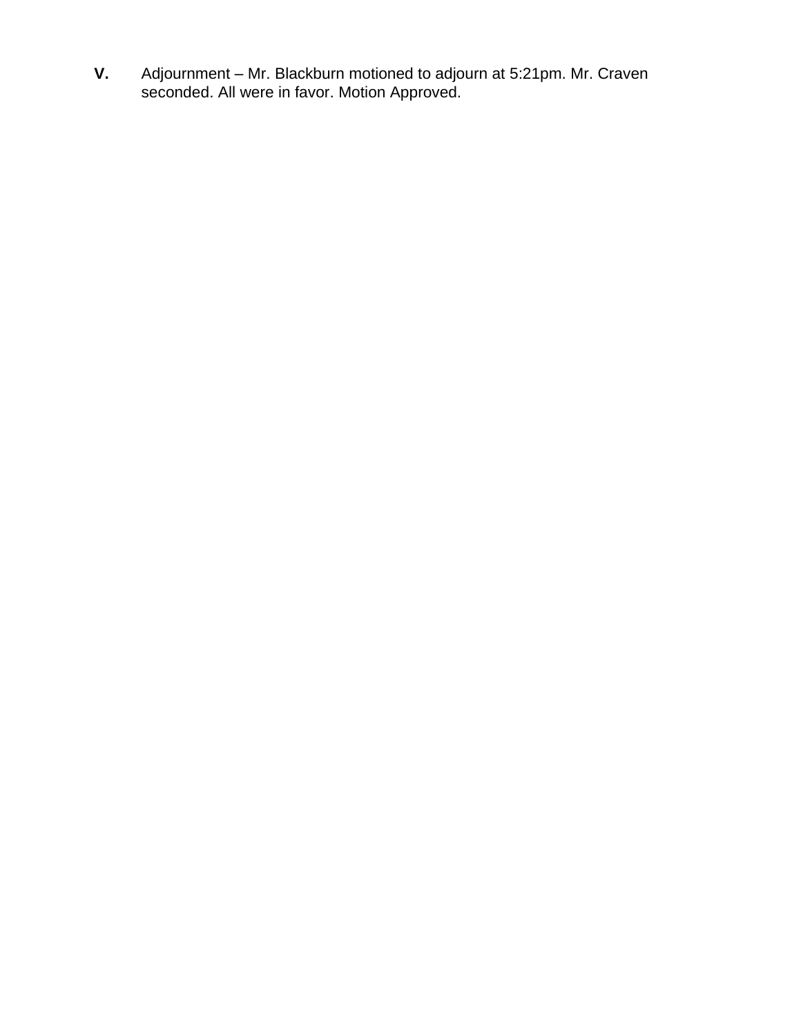**V.** Adjournment – Mr. Blackburn motioned to adjourn at 5:21pm. Mr. Craven seconded. All were in favor. Motion Approved.